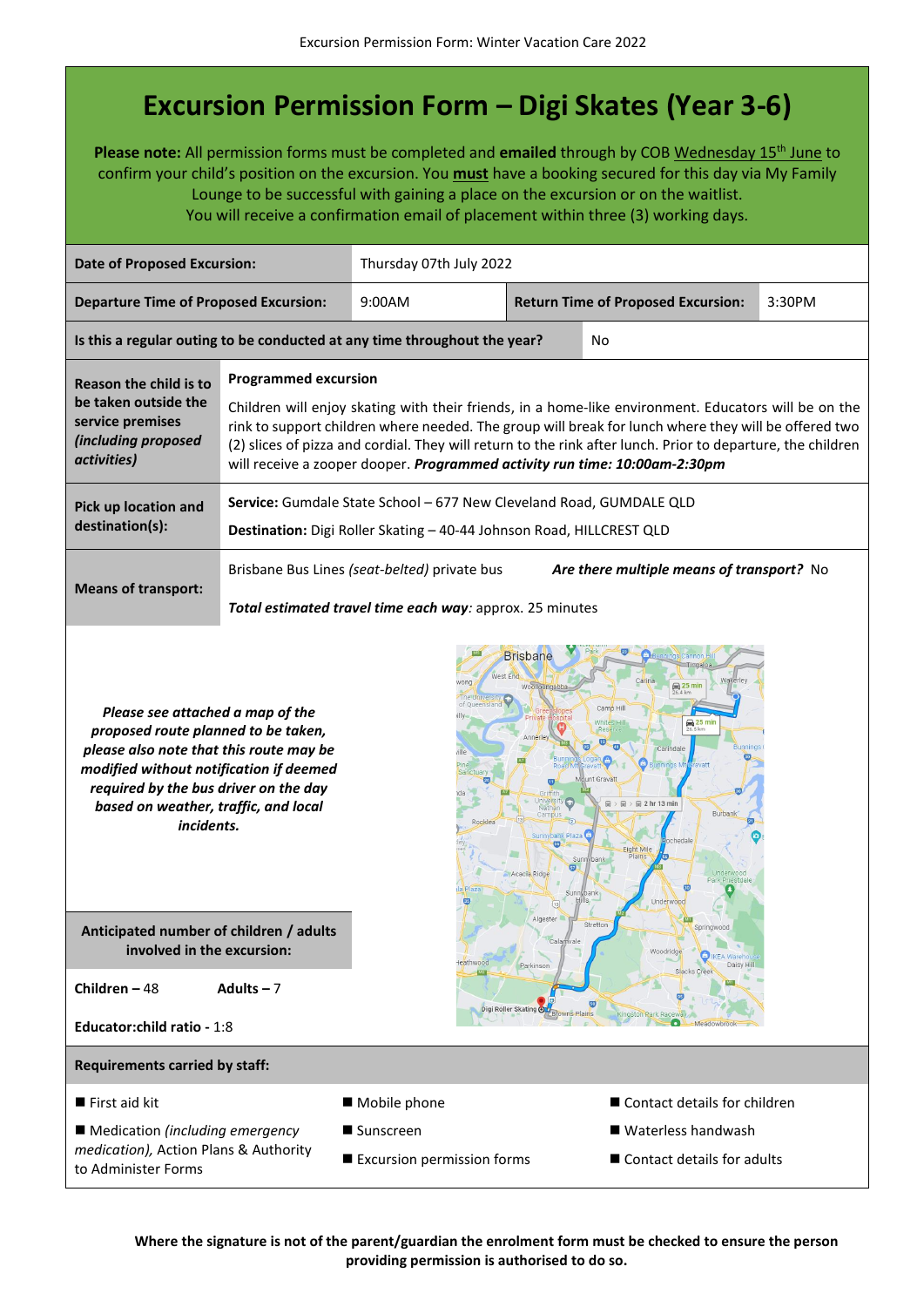# Excursion Permission Form – Digi Skates (Year 3-6)

**Please note:** All permission forms must be completed and **emailed** through by COB Wednesday 15th June to confirm your child's position on the excursion. You **must** have a booking secured for this day via My Family Lounge to be successful with gaining a place on the excursion or on the waitlist.
You will receive a confirmation email of placement within three (3) working days.

| **Date of Proposed Excursion:** | Thursday 07th July 2022 | | |
|---|---|---|---|
| **Departure Time of Proposed Excursion:** | 9:00AM | **Return Time of Proposed Excursion:** | 3:30PM |
| **Is this a regular outing to be conducted at any time throughout the year?** | No | | |

| | |
|---|---|
| **Reason the child is to be taken outside the service premises *(including proposed activities)*** | **Programmed excursion**<br>Children will enjoy skating with their friends, in a home-like environment. Educators will be on the rink to support children where needed. The group will break for lunch where they will be offered two (2) slices of pizza and cordial. They will return to the rink after lunch. Prior to departure, the children will receive a zooper dooper. ***Programmed activity run time: 10:00am-2:30pm*** |
| **Pick up location and destination(s):** | **Service:** Gumdale State School – 677 New Cleveland Road, GUMDALE QLD<br>**Destination:** Digi Roller Skating – 40-44 Johnson Road, HILLCREST QLD |
| **Means of transport:** | Brisbane Bus Lines *(seat-belted)* private bus ***Are there multiple means of transport?*** No<br>***Total estimated travel time each way**:* approx. 25 minutes |

***Please see attached a map of the proposed route planned to be taken, please also note that this route may be modified without notification if deemed required by the bus driver on the day based on weather, traffic, and local incidents.***

**Anticipated number of children / adults involved in the excursion:**

**Children** – 48 **Adults** – 7

**Educator:child ratio** - 1:8

**Requirements carried by staff:**

- First aid kit
- Medication *(including emergency medication)*, Action Plans & Authority to Administer Forms
- Mobile phone
- Sunscreen
- Excursion permission forms
- Contact details for children
- Waterless handwash
- Contact details for adults

**Where the signature is not of the parent/guardian the enrolment form must be checked to ensure the person providing permission is authorised to do so.**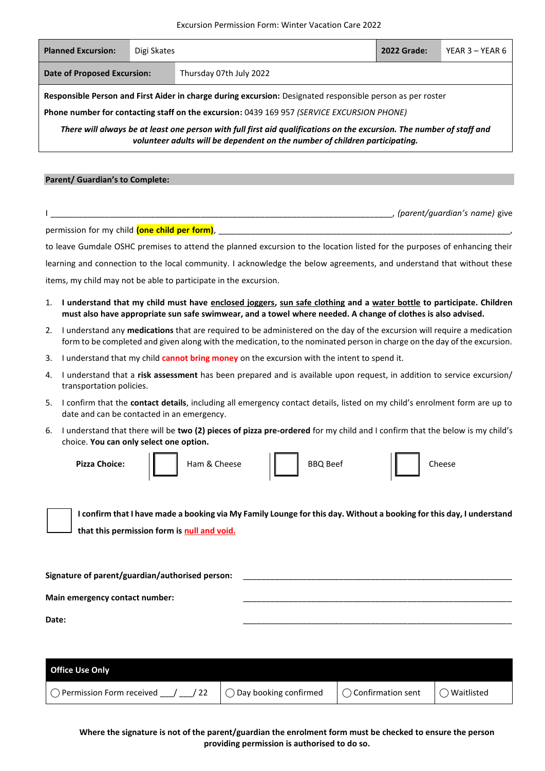Excursion Permission Form: Winter Vacation Care 2022

| | | | |
|---|---|---|---|
| **Planned Excursion:** | Digi Skates | **2022 Grade:** | YEAR 3 – YEAR 6 |
| **Date of Proposed Excursion:** | Thursday 07th July 2022 | | |

**Responsible Person and First Aider in charge during excursion:** Designated responsible person as per roster

**Phone number for contacting staff on the excursion:** 0439 169 957 *(SERVICE EXCURSION PHONE)*

***There will always be at least one person with full first aid qualifications on the excursion. The number of staff and volunteer adults will be dependent on the number of children participating.***

**Parent/ Guardian's to Complete:**

I ___________________________________________________________________________, *(parent/guardian's name)* give permission for my child **(one child per form)**, ________________________________________________________________, to leave Gumdale OSHC premises to attend the planned excursion to the location listed for the purposes of enhancing their learning and connection to the local community. I acknowledge the below agreements, and understand that without these items, my child may not be able to participate in the excursion.

1. **I understand that my child must have enclosed joggers, sun safe clothing and a water bottle to participate. Children must also have appropriate sun safe swimwear, and a towel where needed. A change of clothes is also advised.**
2. I understand any **medications** that are required to be administered on the day of the excursion will require a medication form to be completed and given along with the medication, to the nominated person in charge on the day of the excursion.
3. I understand that my child **cannot bring money** on the excursion with the intent to spend it.
4. I understand that a **risk assessment** has been prepared and is available upon request, in addition to service excursion/ transportation policies.
5. I confirm that the **contact details**, including all emergency contact details, listed on my child's enrolment form are up to date and can be contacted in an emergency.
6. I understand that there will be **two (2) pieces of pizza pre-ordered** for my child and I confirm that the below is my child's choice. **You can only select one option.**

**Pizza Choice:** ☐ Ham & Cheese ☐ BBQ Beef ☐ Cheese

☐ **I confirm that I have made a booking via My Family Lounge for this day. Without a booking for this day, I understand that this permission form is null and void.**

**Signature of parent/guardian/authorised person:** ______________________________________________

**Main emergency contact number:** ______________________________________________

**Date:** ______________________________________________

| **Office Use Only** | | | |
|---|---|---|---|
| ◯ Permission Form received ___/ ___/ 22 | ◯ Day booking confirmed | ◯ Confirmation sent | ◯ Waitlisted |

**Where the signature is not of the parent/guardian the enrolment form must be checked to ensure the person providing permission is authorised to do so.**